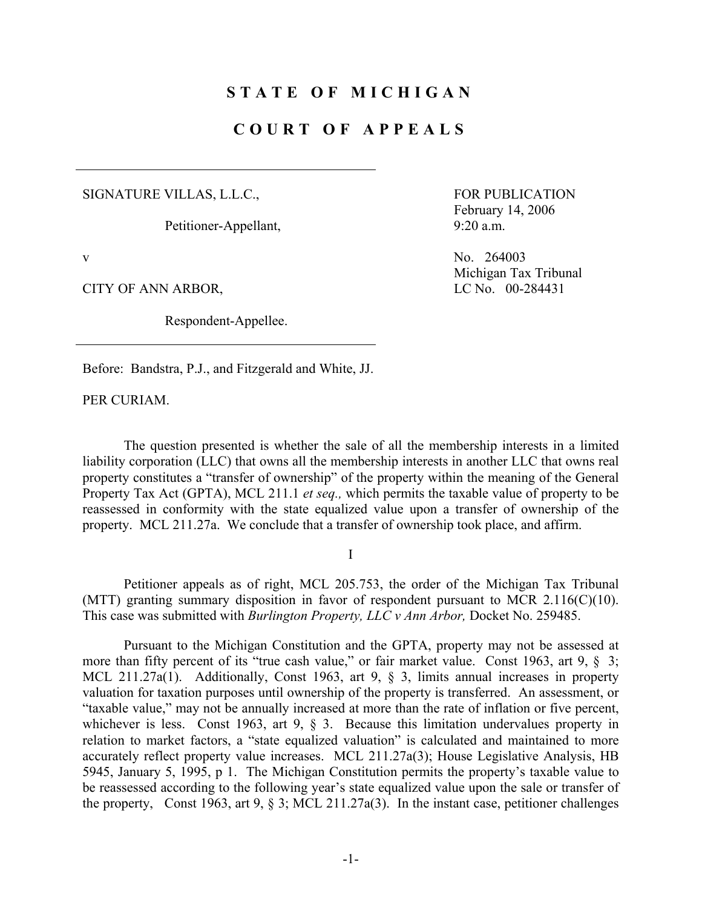# STATE OF MICHIGAN

# COURT OF APPEALS

---

SIGNATURE VILLAS, L.L.C.,

Petitioner-Appellant,

v

CITY OF ANN ARBOR,

Respondent-Appellee.

---

FOR PUBLICATION
February 14, 2006
9:20 a.m.

No. 264003
Michigan Tax Tribunal
LC No. 00-284431

Before: Bandstra, P.J., and Fitzgerald and White, JJ.

PER CURIAM.

The question presented is whether the sale of all the membership interests in a limited liability corporation (LLC) that owns all the membership interests in another LLC that owns real property constitutes a "transfer of ownership" of the property within the meaning of the General Property Tax Act (GPTA), MCL 211.1 *et seq.,* which permits the taxable value of property to be reassessed in conformity with the state equalized value upon a transfer of ownership of the property. MCL 211.27a. We conclude that a transfer of ownership took place, and affirm.

I

Petitioner appeals as of right, MCL 205.753, the order of the Michigan Tax Tribunal (MTT) granting summary disposition in favor of respondent pursuant to MCR 2.116(C)(10). This case was submitted with *Burlington Property, LLC v Ann Arbor,* Docket No. 259485.

Pursuant to the Michigan Constitution and the GPTA, property may not be assessed at more than fifty percent of its "true cash value," or fair market value. Const 1963, art 9, § 3; MCL 211.27a(1). Additionally, Const 1963, art 9, § 3, limits annual increases in property valuation for taxation purposes until ownership of the property is transferred. An assessment, or "taxable value," may not be annually increased at more than the rate of inflation or five percent, whichever is less. Const 1963, art 9, § 3. Because this limitation undervalues property in relation to market factors, a "state equalized valuation" is calculated and maintained to more accurately reflect property value increases. MCL 211.27a(3); House Legislative Analysis, HB 5945, January 5, 1995, p 1. The Michigan Constitution permits the property's taxable value to be reassessed according to the following year's state equalized value upon the sale or transfer of the property, Const 1963, art 9, § 3; MCL 211.27a(3). In the instant case, petitioner challenges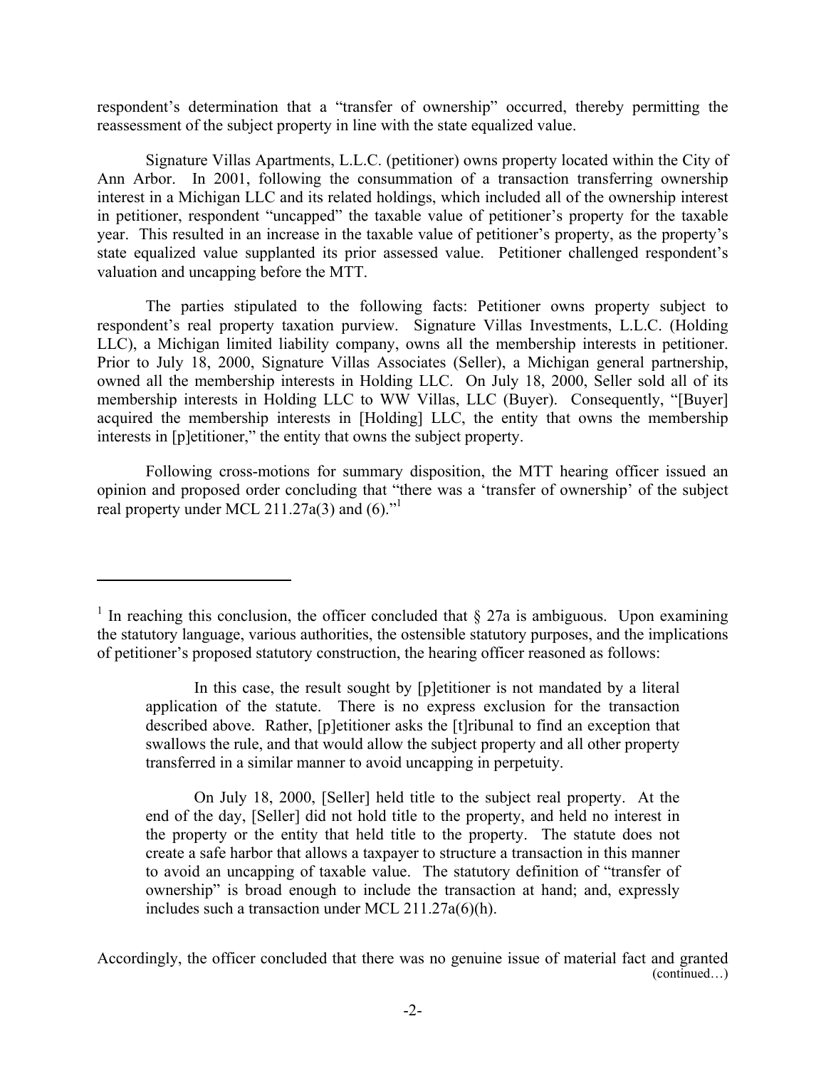respondent's determination that a "transfer of ownership" occurred, thereby permitting the reassessment of the subject property in line with the state equalized value.

Signature Villas Apartments, L.L.C. (petitioner) owns property located within the City of Ann Arbor. In 2001, following the consummation of a transaction transferring ownership interest in a Michigan LLC and its related holdings, which included all of the ownership interest in petitioner, respondent "uncapped" the taxable value of petitioner's property for the taxable year. This resulted in an increase in the taxable value of petitioner's property, as the property's state equalized value supplanted its prior assessed value. Petitioner challenged respondent's valuation and uncapping before the MTT.

The parties stipulated to the following facts: Petitioner owns property subject to respondent's real property taxation purview. Signature Villas Investments, L.L.C. (Holding LLC), a Michigan limited liability company, owns all the membership interests in petitioner. Prior to July 18, 2000, Signature Villas Associates (Seller), a Michigan general partnership, owned all the membership interests in Holding LLC. On July 18, 2000, Seller sold all of its membership interests in Holding LLC to WW Villas, LLC (Buyer). Consequently, "[Buyer] acquired the membership interests in [Holding] LLC, the entity that owns the membership interests in [p]etitioner," the entity that owns the subject property.

Following cross-motions for summary disposition, the MTT hearing officer issued an opinion and proposed order concluding that "there was a 'transfer of ownership' of the subject real property under MCL 211.27a(3) and (6)."[1]

---

[1] In reaching this conclusion, the officer concluded that § 27a is ambiguous. Upon examining the statutory language, various authorities, the ostensible statutory purposes, and the implications of petitioner's proposed statutory construction, the hearing officer reasoned as follows:

> In this case, the result sought by [p]etitioner is not mandated by a literal application of the statute. There is no express exclusion for the transaction described above. Rather, [p]etitioner asks the [t]ribunal to find an exception that swallows the rule, and that would allow the subject property and all other property transferred in a similar manner to avoid uncapping in perpetuity.
>
> On July 18, 2000, [Seller] held title to the subject real property. At the end of the day, [Seller] did not hold title to the property, and held no interest in the property or the entity that held title to the property. The statute does not create a safe harbor that allows a taxpayer to structure a transaction in this manner to avoid an uncapping of taxable value. The statutory definition of "transfer of ownership" is broad enough to include the transaction at hand; and, expressly includes such a transaction under MCL 211.27a(6)(h).

Accordingly, the officer concluded that there was no genuine issue of material fact and granted (continued…)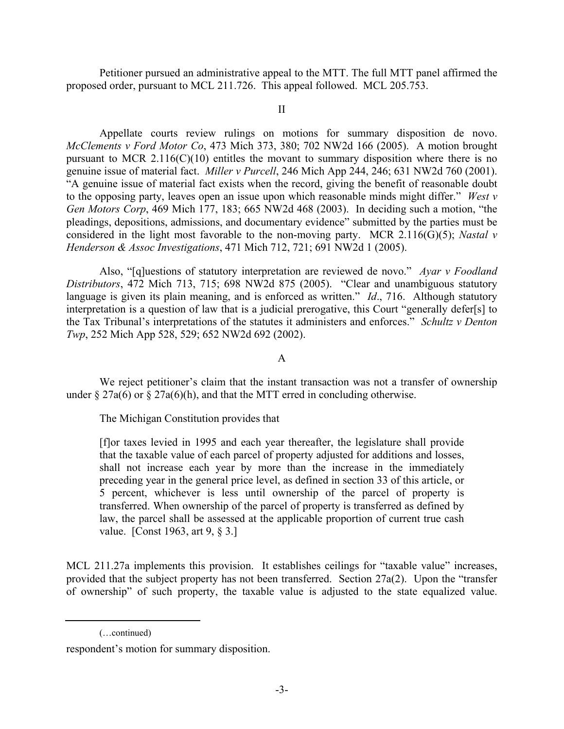Petitioner pursued an administrative appeal to the MTT. The full MTT panel affirmed the proposed order, pursuant to MCL 211.726. This appeal followed. MCL 205.753.

II

Appellate courts review rulings on motions for summary disposition de novo. *McClements v Ford Motor Co*, 473 Mich 373, 380; 702 NW2d 166 (2005). A motion brought pursuant to MCR 2.116(C)(10) entitles the movant to summary disposition where there is no genuine issue of material fact. *Miller v Purcell*, 246 Mich App 244, 246; 631 NW2d 760 (2001). "A genuine issue of material fact exists when the record, giving the benefit of reasonable doubt to the opposing party, leaves open an issue upon which reasonable minds might differ." *West v Gen Motors Corp*, 469 Mich 177, 183; 665 NW2d 468 (2003). In deciding such a motion, "the pleadings, depositions, admissions, and documentary evidence" submitted by the parties must be considered in the light most favorable to the non-moving party. MCR 2.116(G)(5); *Nastal v Henderson & Assoc Investigations*, 471 Mich 712, 721; 691 NW2d 1 (2005).

Also, "[q]uestions of statutory interpretation are reviewed de novo." *Ayar v Foodland Distributors*, 472 Mich 713, 715; 698 NW2d 875 (2005). "Clear and unambiguous statutory language is given its plain meaning, and is enforced as written." *Id*., 716. Although statutory interpretation is a question of law that is a judicial prerogative, this Court "generally defer[s] to the Tax Tribunal's interpretations of the statutes it administers and enforces." *Schultz v Denton Twp*, 252 Mich App 528, 529; 652 NW2d 692 (2002).

A

We reject petitioner's claim that the instant transaction was not a transfer of ownership under § 27a(6) or § 27a(6)(h), and that the MTT erred in concluding otherwise.

The Michigan Constitution provides that

> [f]or taxes levied in 1995 and each year thereafter, the legislature shall provide that the taxable value of each parcel of property adjusted for additions and losses, shall not increase each year by more than the increase in the immediately preceding year in the general price level, as defined in section 33 of this article, or 5 percent, whichever is less until ownership of the parcel of property is transferred. When ownership of the parcel of property is transferred as defined by law, the parcel shall be assessed at the applicable proportion of current true cash value. [Const 1963, art 9, § 3.]

MCL 211.27a implements this provision. It establishes ceilings for "taxable value" increases, provided that the subject property has not been transferred. Section 27a(2). Upon the "transfer of ownership" of such property, the taxable value is adjusted to the state equalized value.

---

(…continued)

respondent's motion for summary disposition.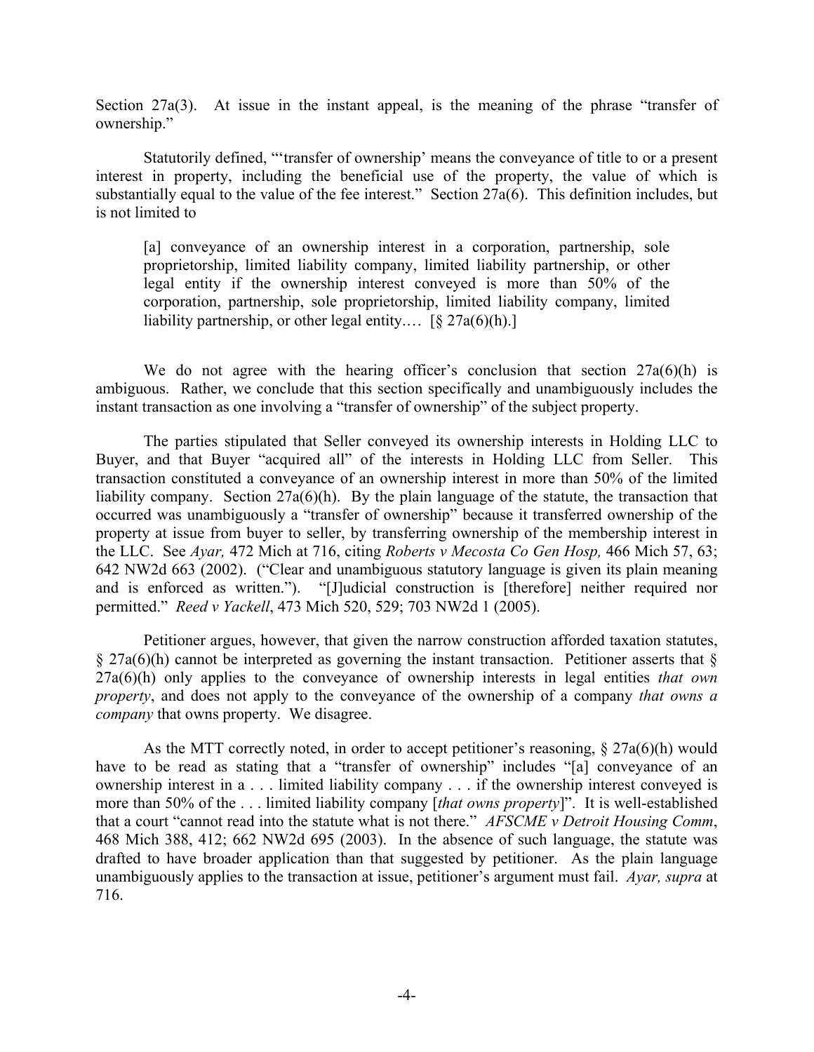Section 27a(3). At issue in the instant appeal, is the meaning of the phrase "transfer of ownership."

Statutorily defined, "'transfer of ownership' means the conveyance of title to or a present interest in property, including the beneficial use of the property, the value of which is substantially equal to the value of the fee interest." Section 27a(6). This definition includes, but is not limited to

> [a] conveyance of an ownership interest in a corporation, partnership, sole proprietorship, limited liability company, limited liability partnership, or other legal entity if the ownership interest conveyed is more than 50% of the corporation, partnership, sole proprietorship, limited liability company, limited liability partnership, or other legal entity.… [§ 27a(6)(h).]

We do not agree with the hearing officer's conclusion that section 27a(6)(h) is ambiguous. Rather, we conclude that this section specifically and unambiguously includes the instant transaction as one involving a "transfer of ownership" of the subject property.

The parties stipulated that Seller conveyed its ownership interests in Holding LLC to Buyer, and that Buyer "acquired all" of the interests in Holding LLC from Seller. This transaction constituted a conveyance of an ownership interest in more than 50% of the limited liability company. Section 27a(6)(h). By the plain language of the statute, the transaction that occurred was unambiguously a "transfer of ownership" because it transferred ownership of the property at issue from buyer to seller, by transferring ownership of the membership interest in the LLC. See *Ayar,* 472 Mich at 716, citing *Roberts v Mecosta Co Gen Hosp,* 466 Mich 57, 63; 642 NW2d 663 (2002). ("Clear and unambiguous statutory language is given its plain meaning and is enforced as written."). "[J]udicial construction is [therefore] neither required nor permitted." *Reed v Yackell*, 473 Mich 520, 529; 703 NW2d 1 (2005).

Petitioner argues, however, that given the narrow construction afforded taxation statutes, § 27a(6)(h) cannot be interpreted as governing the instant transaction. Petitioner asserts that § 27a(6)(h) only applies to the conveyance of ownership interests in legal entities *that own property*, and does not apply to the conveyance of the ownership of a company *that owns a company* that owns property. We disagree.

As the MTT correctly noted, in order to accept petitioner's reasoning, § 27a(6)(h) would have to be read as stating that a "transfer of ownership" includes "[a] conveyance of an ownership interest in a . . . limited liability company . . . if the ownership interest conveyed is more than 50% of the . . . limited liability company [*that owns property*]". It is well-established that a court "cannot read into the statute what is not there." *AFSCME v Detroit Housing Comm*, 468 Mich 388, 412; 662 NW2d 695 (2003). In the absence of such language, the statute was drafted to have broader application than that suggested by petitioner. As the plain language unambiguously applies to the transaction at issue, petitioner's argument must fail. *Ayar, supra* at 716.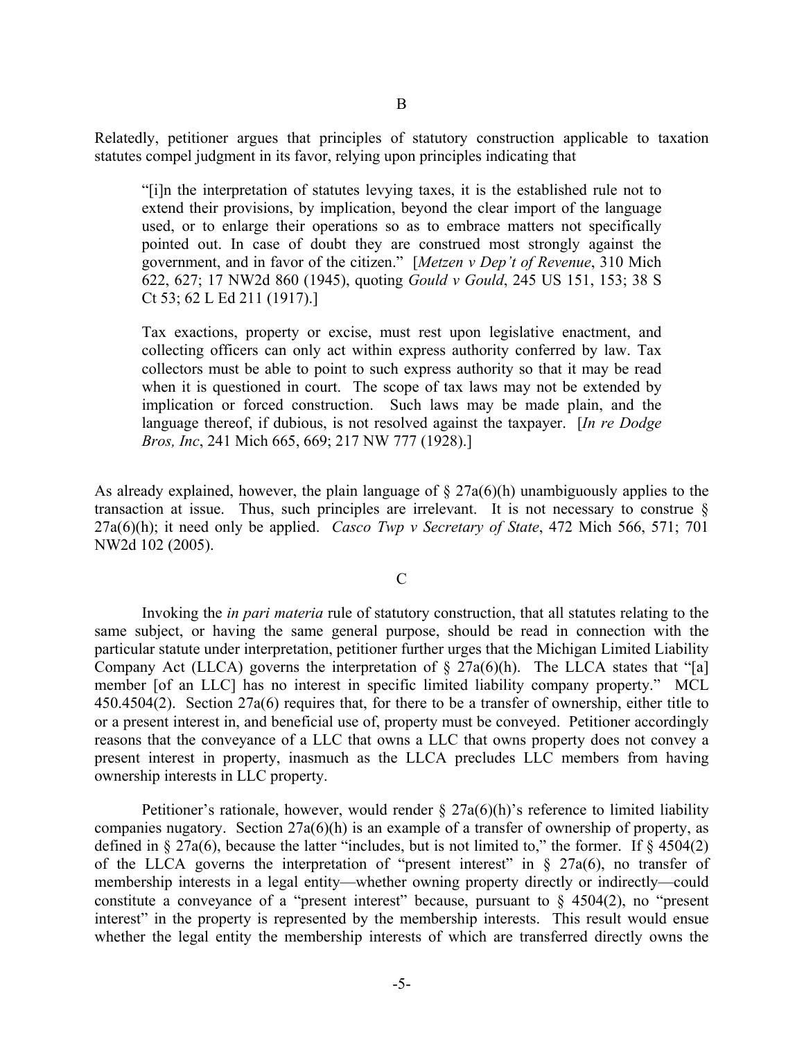## B

Relatedly, petitioner argues that principles of statutory construction applicable to taxation statutes compel judgment in its favor, relying upon principles indicating that

> "[i]n the interpretation of statutes levying taxes, it is the established rule not to extend their provisions, by implication, beyond the clear import of the language used, or to enlarge their operations so as to embrace matters not specifically pointed out. In case of doubt they are construed most strongly against the government, and in favor of the citizen." [*Metzen v Dep't of Revenue*, 310 Mich 622, 627; 17 NW2d 860 (1945), quoting *Gould v Gould*, 245 US 151, 153; 38 S Ct 53; 62 L Ed 211 (1917).]
>
> Tax exactions, property or excise, must rest upon legislative enactment, and collecting officers can only act within express authority conferred by law. Tax collectors must be able to point to such express authority so that it may be read when it is questioned in court. The scope of tax laws may not be extended by implication or forced construction. Such laws may be made plain, and the language thereof, if dubious, is not resolved against the taxpayer. [*In re Dodge Bros, Inc*, 241 Mich 665, 669; 217 NW 777 (1928).]

As already explained, however, the plain language of § 27a(6)(h) unambiguously applies to the transaction at issue. Thus, such principles are irrelevant. It is not necessary to construe § 27a(6)(h); it need only be applied. *Casco Twp v Secretary of State*, 472 Mich 566, 571; 701 NW2d 102 (2005).

## C

Invoking the *in pari materia* rule of statutory construction, that all statutes relating to the same subject, or having the same general purpose, should be read in connection with the particular statute under interpretation, petitioner further urges that the Michigan Limited Liability Company Act (LLCA) governs the interpretation of § 27a(6)(h). The LLCA states that "[a] member [of an LLC] has no interest in specific limited liability company property." MCL 450.4504(2). Section 27a(6) requires that, for there to be a transfer of ownership, either title to or a present interest in, and beneficial use of, property must be conveyed. Petitioner accordingly reasons that the conveyance of a LLC that owns a LLC that owns property does not convey a present interest in property, inasmuch as the LLCA precludes LLC members from having ownership interests in LLC property.

Petitioner's rationale, however, would render § 27a(6)(h)'s reference to limited liability companies nugatory. Section 27a(6)(h) is an example of a transfer of ownership of property, as defined in § 27a(6), because the latter "includes, but is not limited to," the former. If § 4504(2) of the LLCA governs the interpretation of "present interest" in § 27a(6), no transfer of membership interests in a legal entity—whether owning property directly or indirectly—could constitute a conveyance of a "present interest" because, pursuant to § 4504(2), no "present interest" in the property is represented by the membership interests. This result would ensue whether the legal entity the membership interests of which are transferred directly owns the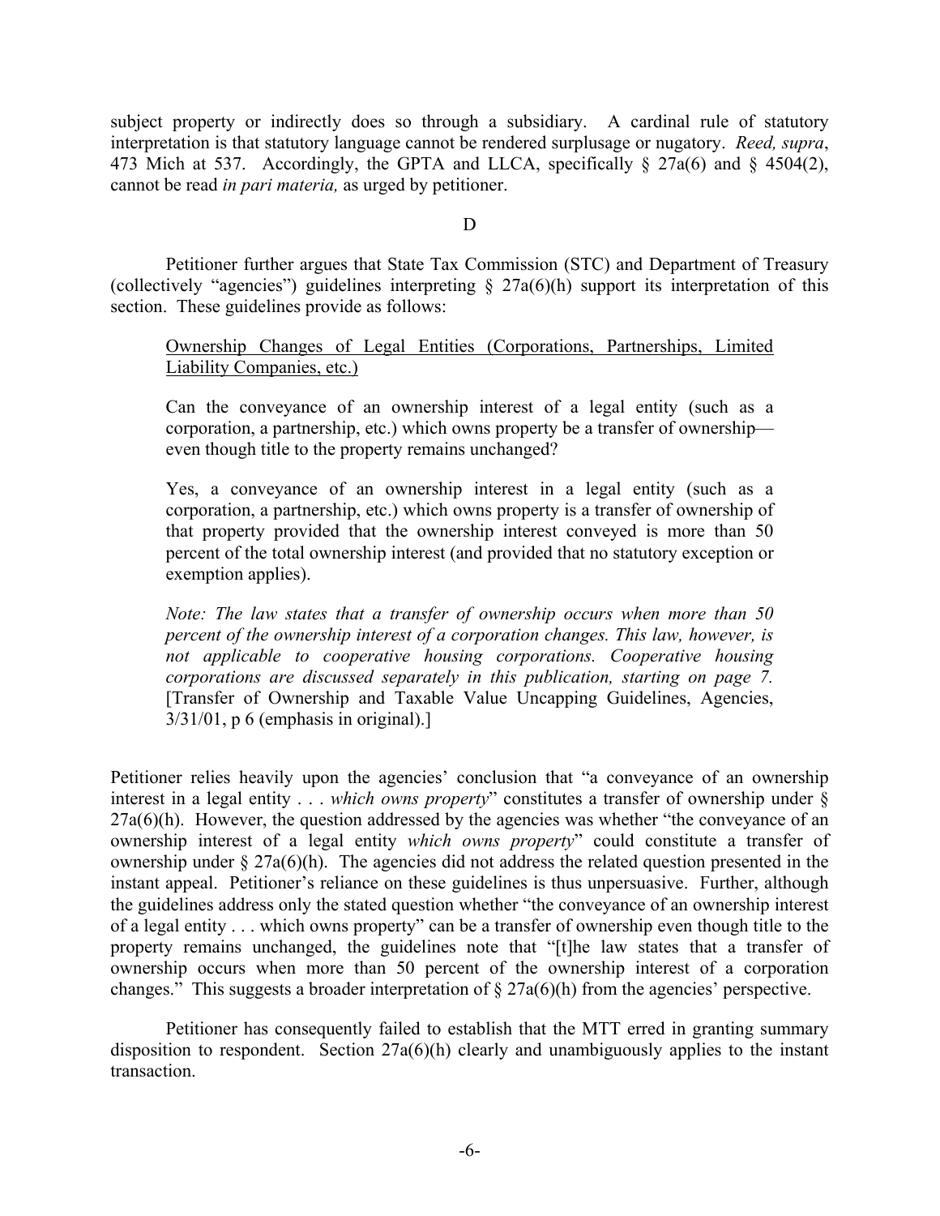subject property or indirectly does so through a subsidiary. A cardinal rule of statutory interpretation is that statutory language cannot be rendered surplusage or nugatory. *Reed, supra*, 473 Mich at 537. Accordingly, the GPTA and LLCA, specifically § 27a(6) and § 4504(2), cannot be read *in pari materia,* as urged by petitioner.

D

Petitioner further argues that State Tax Commission (STC) and Department of Treasury (collectively "agencies") guidelines interpreting § 27a(6)(h) support its interpretation of this section. These guidelines provide as follows:

> Ownership Changes of Legal Entities (Corporations, Partnerships, Limited Liability Companies, etc.)
>
> Can the conveyance of an ownership interest of a legal entity (such as a corporation, a partnership, etc.) which owns property be a transfer of ownership—even though title to the property remains unchanged?
>
> Yes, a conveyance of an ownership interest in a legal entity (such as a corporation, a partnership, etc.) which owns property is a transfer of ownership of that property provided that the ownership interest conveyed is more than 50 percent of the total ownership interest (and provided that no statutory exception or exemption applies).
>
> *Note: The law states that a transfer of ownership occurs when more than 50 percent of the ownership interest of a corporation changes. This law, however, is not applicable to cooperative housing corporations. Cooperative housing corporations are discussed separately in this publication, starting on page 7.* [Transfer of Ownership and Taxable Value Uncapping Guidelines, Agencies, 3/31/01, p 6 (emphasis in original).]

Petitioner relies heavily upon the agencies' conclusion that "a conveyance of an ownership interest in a legal entity . . . *which owns property*" constitutes a transfer of ownership under § 27a(6)(h). However, the question addressed by the agencies was whether "the conveyance of an ownership interest of a legal entity *which owns property*" could constitute a transfer of ownership under § 27a(6)(h). The agencies did not address the related question presented in the instant appeal. Petitioner's reliance on these guidelines is thus unpersuasive. Further, although the guidelines address only the stated question whether "the conveyance of an ownership interest of a legal entity . . . which owns property" can be a transfer of ownership even though title to the property remains unchanged, the guidelines note that "[t]he law states that a transfer of ownership occurs when more than 50 percent of the ownership interest of a corporation changes." This suggests a broader interpretation of § 27a(6)(h) from the agencies' perspective.

Petitioner has consequently failed to establish that the MTT erred in granting summary disposition to respondent. Section 27a(6)(h) clearly and unambiguously applies to the instant transaction.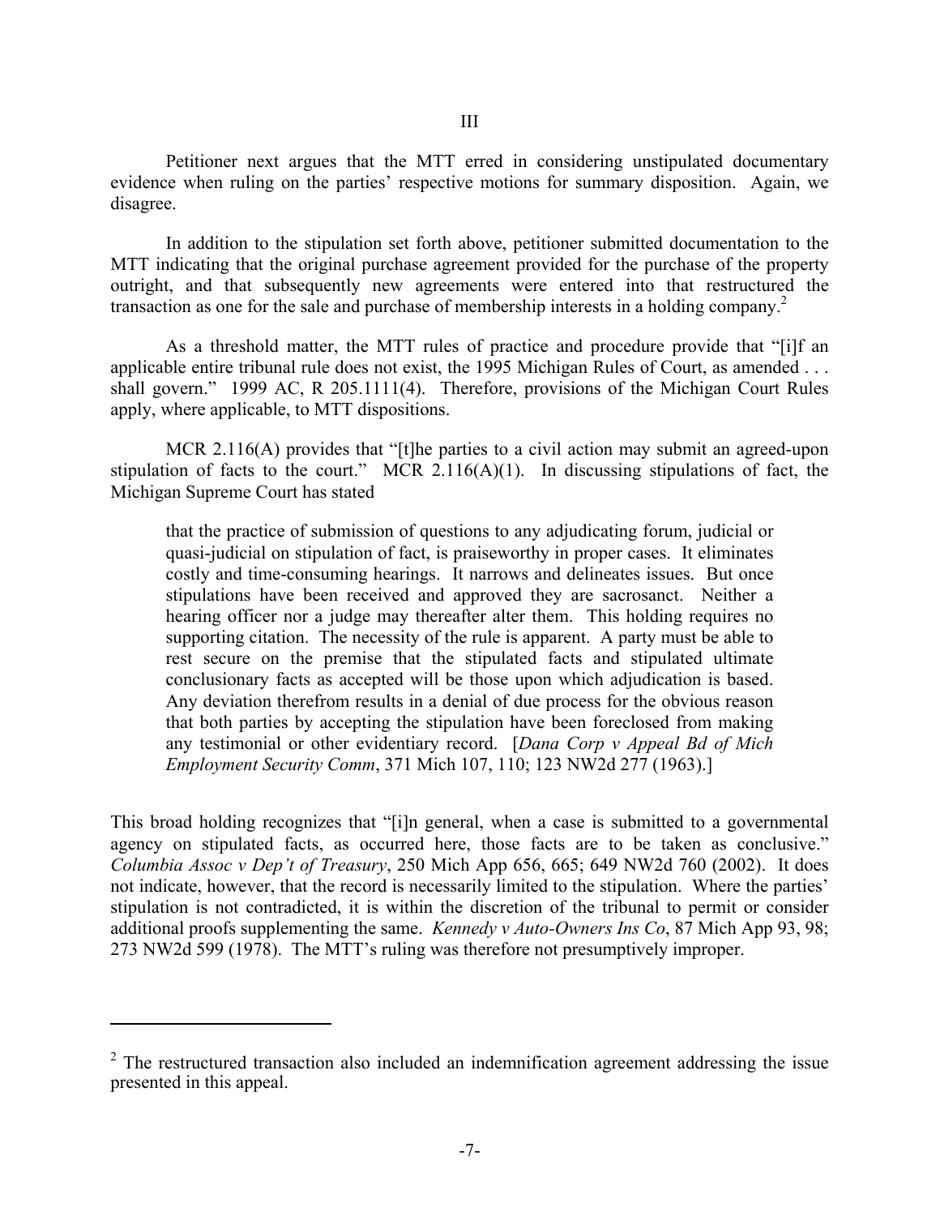III

Petitioner next argues that the MTT erred in considering unstipulated documentary evidence when ruling on the parties' respective motions for summary disposition. Again, we disagree.

In addition to the stipulation set forth above, petitioner submitted documentation to the MTT indicating that the original purchase agreement provided for the purchase of the property outright, and that subsequently new agreements were entered into that restructured the transaction as one for the sale and purchase of membership interests in a holding company.[2]

As a threshold matter, the MTT rules of practice and procedure provide that "[i]f an applicable entire tribunal rule does not exist, the 1995 Michigan Rules of Court, as amended . . . shall govern." 1999 AC, R 205.1111(4). Therefore, provisions of the Michigan Court Rules apply, where applicable, to MTT dispositions.

MCR 2.116(A) provides that "[t]he parties to a civil action may submit an agreed-upon stipulation of facts to the court." MCR 2.116(A)(1). In discussing stipulations of fact, the Michigan Supreme Court has stated

> that the practice of submission of questions to any adjudicating forum, judicial or quasi-judicial on stipulation of fact, is praiseworthy in proper cases. It eliminates costly and time-consuming hearings. It narrows and delineates issues. But once stipulations have been received and approved they are sacrosanct. Neither a hearing officer nor a judge may thereafter alter them. This holding requires no supporting citation. The necessity of the rule is apparent. A party must be able to rest secure on the premise that the stipulated facts and stipulated ultimate conclusionary facts as accepted will be those upon which adjudication is based. Any deviation therefrom results in a denial of due process for the obvious reason that both parties by accepting the stipulation have been foreclosed from making any testimonial or other evidentiary record. [*Dana Corp v Appeal Bd of Mich Employment Security Comm*, 371 Mich 107, 110; 123 NW2d 277 (1963).]

This broad holding recognizes that "[i]n general, when a case is submitted to a governmental agency on stipulated facts, as occurred here, those facts are to be taken as conclusive." *Columbia Assoc v Dep't of Treasury*, 250 Mich App 656, 665; 649 NW2d 760 (2002). It does not indicate, however, that the record is necessarily limited to the stipulation. Where the parties' stipulation is not contradicted, it is within the discretion of the tribunal to permit or consider additional proofs supplementing the same. *Kennedy v Auto-Owners Ins Co*, 87 Mich App 93, 98; 273 NW2d 599 (1978). The MTT's ruling was therefore not presumptively improper.

---

[2] The restructured transaction also included an indemnification agreement addressing the issue presented in this appeal.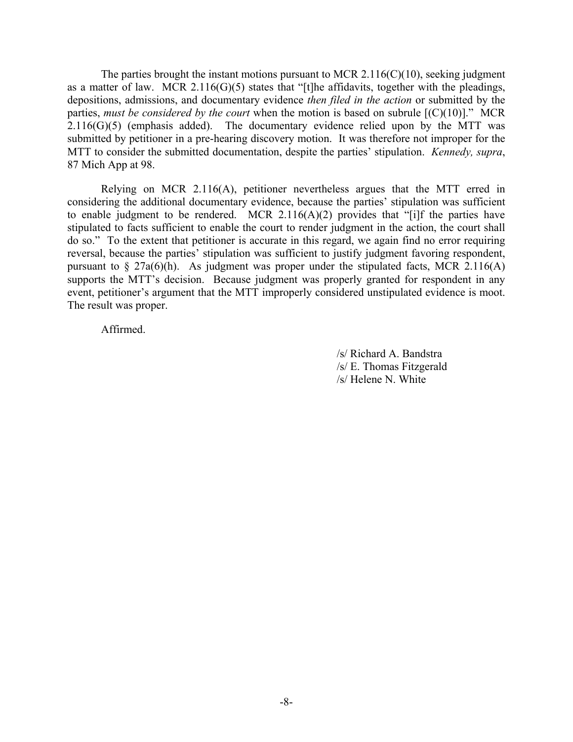The parties brought the instant motions pursuant to MCR 2.116(C)(10), seeking judgment as a matter of law. MCR 2.116(G)(5) states that "[t]he affidavits, together with the pleadings, depositions, admissions, and documentary evidence *then filed in the action* or submitted by the parties, *must be considered by the court* when the motion is based on subrule [(C)(10)]." MCR 2.116(G)(5) (emphasis added). The documentary evidence relied upon by the MTT was submitted by petitioner in a pre-hearing discovery motion. It was therefore not improper for the MTT to consider the submitted documentation, despite the parties' stipulation. *Kennedy, supra*, 87 Mich App at 98.

Relying on MCR 2.116(A), petitioner nevertheless argues that the MTT erred in considering the additional documentary evidence, because the parties' stipulation was sufficient to enable judgment to be rendered. MCR 2.116(A)(2) provides that "[i]f the parties have stipulated to facts sufficient to enable the court to render judgment in the action, the court shall do so." To the extent that petitioner is accurate in this regard, we again find no error requiring reversal, because the parties' stipulation was sufficient to justify judgment favoring respondent, pursuant to § 27a(6)(h). As judgment was proper under the stipulated facts, MCR 2.116(A) supports the MTT's decision. Because judgment was properly granted for respondent in any event, petitioner's argument that the MTT improperly considered unstipulated evidence is moot. The result was proper.

Affirmed.

/s/ Richard A. Bandstra
/s/ E. Thomas Fitzgerald
/s/ Helene N. White